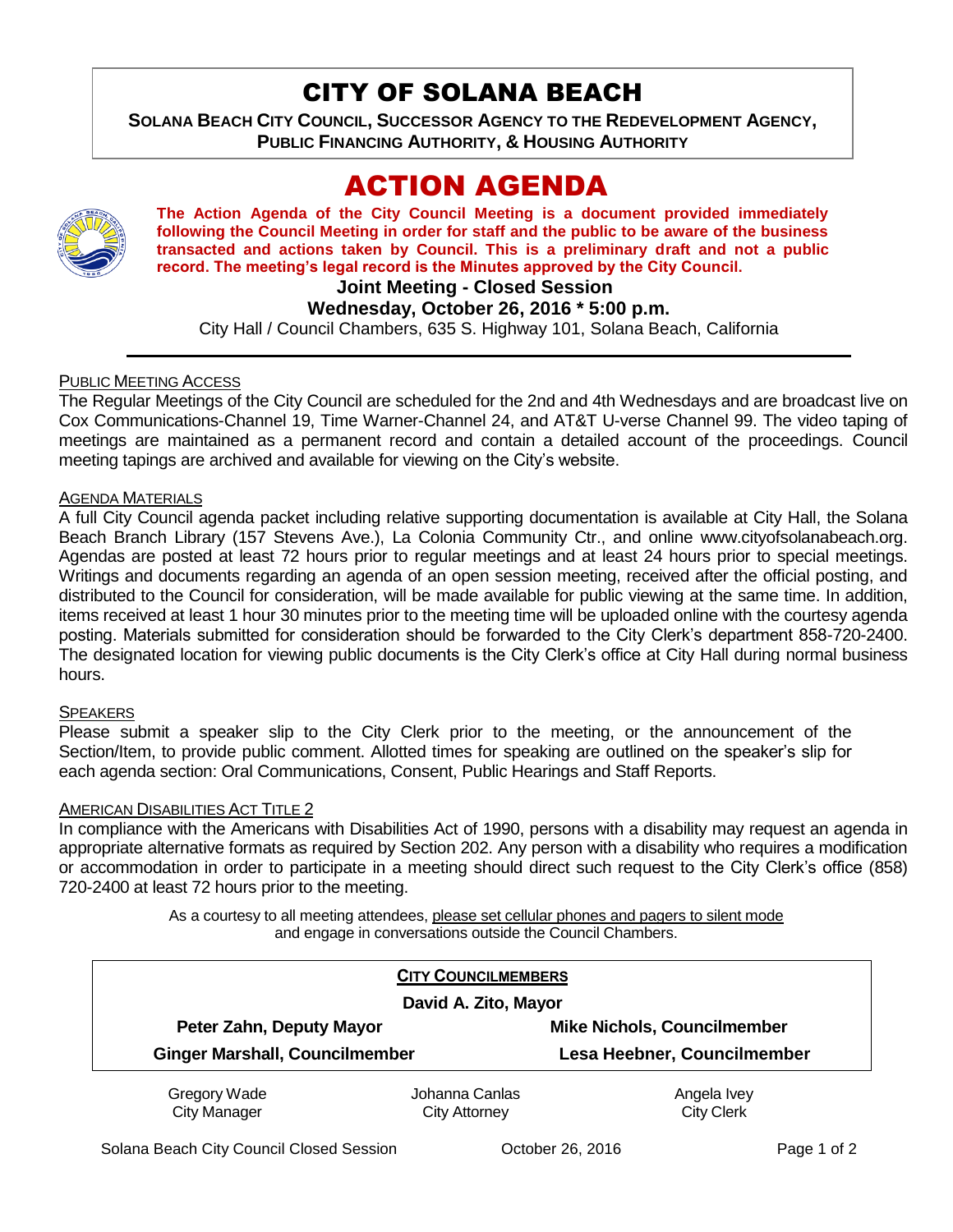# CITY OF SOLANA BEACH

**SOLANA BEACH CITY COUNCIL, SUCCESSOR AGENCY TO THE REDEVELOPMENT AGENCY, PUBLIC FINANCING AUTHORITY, & HOUSING AUTHORITY**

# ACTION AGENDA

**The Action Agenda of the City Council Meeting is a document provided immediately following the Council Meeting in order for staff and the public to be aware of the business transacted and actions taken by Council. This is a preliminary draft and not a public record. The meeting's legal record is the Minutes approved by the City Council.**

**Joint Meeting - Closed Session**

**Wednesday, October 26, 2016 * 5:00 p.m.**

City Hall / Council Chambers, 635 S. Highway 101, Solana Beach, California

---

PUBLIC MEETING ACCESS

The Regular Meetings of the City Council are scheduled for the 2nd and 4th Wednesdays and are broadcast live on Cox Communications-Channel 19, Time Warner-Channel 24, and AT&T U-verse Channel 99. The video taping of meetings are maintained as a permanent record and contain a detailed account of the proceedings. Council meeting tapings are archived and available for viewing on the City's website.

AGENDA MATERIALS

A full City Council agenda packet including relative supporting documentation is available at City Hall, the Solana Beach Branch Library (157 Stevens Ave.), La Colonia Community Ctr., and online www.cityofsolanabeach.org. Agendas are posted at least 72 hours prior to regular meetings and at least 24 hours prior to special meetings. Writings and documents regarding an agenda of an open session meeting, received after the official posting, and distributed to the Council for consideration, will be made available for public viewing at the same time. In addition, items received at least 1 hour 30 minutes prior to the meeting time will be uploaded online with the courtesy agenda posting. Materials submitted for consideration should be forwarded to the City Clerk's department 858-720-2400. The designated location for viewing public documents is the City Clerk's office at City Hall during normal business hours.

SPEAKERS

Please submit a speaker slip to the City Clerk prior to the meeting, or the announcement of the Section/Item, to provide public comment. Allotted times for speaking are outlined on the speaker's slip for each agenda section: Oral Communications, Consent, Public Hearings and Staff Reports.

AMERICAN DISABILITIES ACT TITLE 2

In compliance with the Americans with Disabilities Act of 1990, persons with a disability may request an agenda in appropriate alternative formats as required by Section 202. Any person with a disability who requires a modification or accommodation in order to participate in a meeting should direct such request to the City Clerk's office (858) 720-2400 at least 72 hours prior to the meeting.

As a courtesy to all meeting attendees, please set cellular phones and pagers to silent mode and engage in conversations outside the Council Chambers.

**CITY COUNCILMEMBERS**

**David A. Zito, Mayor**

| | |
|---|---|
| **Peter Zahn, Deputy Mayor** | **Mike Nichols, Councilmember** |
| **Ginger Marshall, Councilmember** | **Lesa Heebner, Councilmember** |

| | | |
|---|---|---|
| Gregory Wade<br>City Manager | Johanna Canlas<br>City Attorney | Angela Ivey<br>City Clerk |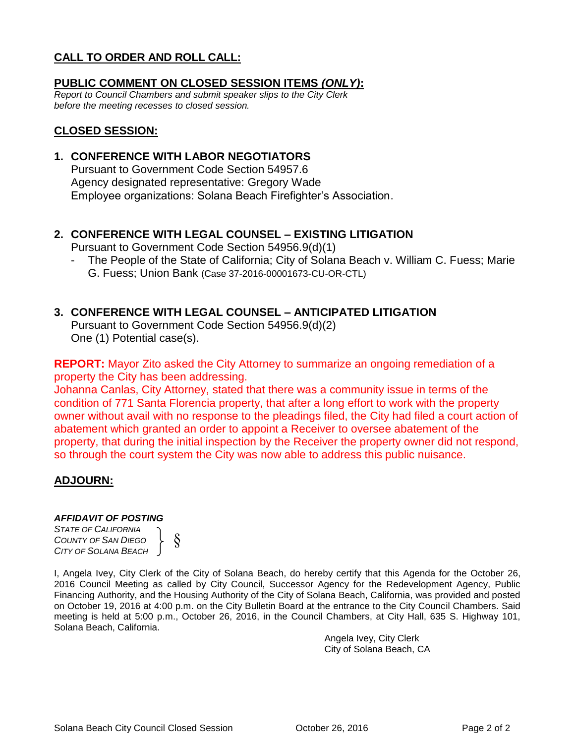## CALL TO ORDER AND ROLL CALL:

## PUBLIC COMMENT ON CLOSED SESSION ITEMS *(ONLY)*:

*Report to Council Chambers and submit speaker slips to the City Clerk before the meeting recesses to closed session.*

## CLOSED SESSION:

### 1. CONFERENCE WITH LABOR NEGOTIATORS

Pursuant to Government Code Section 54957.6
Agency designated representative: Gregory Wade
Employee organizations: Solana Beach Firefighter's Association.

### 2. CONFERENCE WITH LEGAL COUNSEL – EXISTING LITIGATION

Pursuant to Government Code Section 54956.9(d)(1)

- The People of the State of California; City of Solana Beach v. William C. Fuess; Marie G. Fuess; Union Bank (Case 37-2016-00001673-CU-OR-CTL)

### 3. CONFERENCE WITH LEGAL COUNSEL – ANTICIPATED LITIGATION

Pursuant to Government Code Section 54956.9(d)(2)
One (1) Potential case(s).

**REPORT:** Mayor Zito asked the City Attorney to summarize an ongoing remediation of a property the City has been addressing.
Johanna Canlas, City Attorney, stated that there was a community issue in terms of the condition of 771 Santa Florencia property, that after a long effort to work with the property owner without avail with no response to the pleadings filed, the City had filed a court action of abatement which granted an order to appoint a Receiver to oversee abatement of the property, that during the initial inspection by the Receiver the property owner did not respond, so through the court system the City was now able to address this public nuisance.

## ADJOURN:

***AFFIDAVIT OF POSTING***

*STATE OF CALIFORNIA*
*COUNTY OF SAN DIEGO* §
*CITY OF SOLANA BEACH*

I, Angela Ivey, City Clerk of the City of Solana Beach, do hereby certify that this Agenda for the October 26, 2016 Council Meeting as called by City Council, Successor Agency for the Redevelopment Agency, Public Financing Authority, and the Housing Authority of the City of Solana Beach, California, was provided and posted on October 19, 2016 at 4:00 p.m. on the City Bulletin Board at the entrance to the City Council Chambers. Said meeting is held at 5:00 p.m., October 26, 2016, in the Council Chambers, at City Hall, 635 S. Highway 101, Solana Beach, California.

Angela Ivey, City Clerk
City of Solana Beach, CA